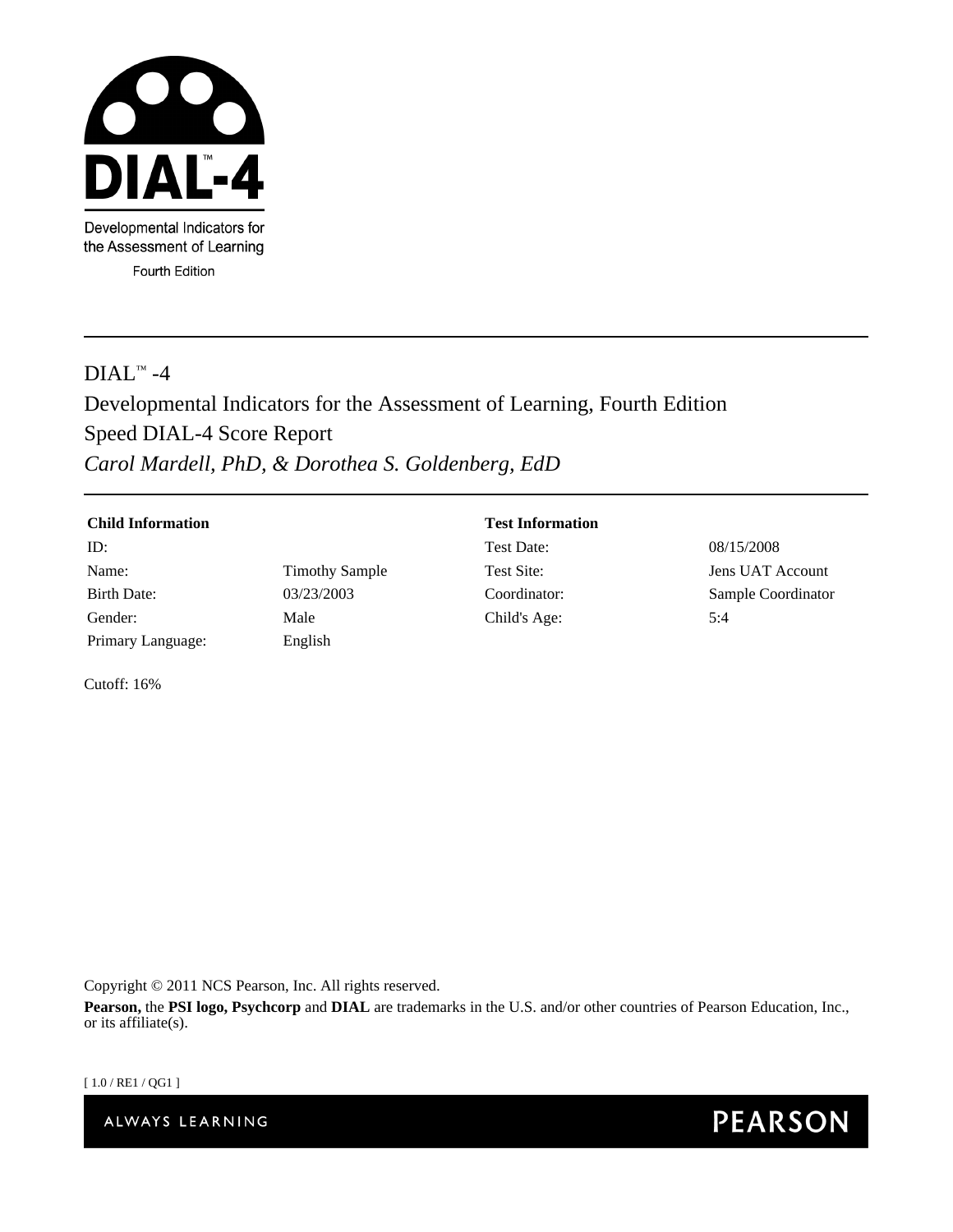DIAL™-4

Developmental Indicators for the Assessment of Learning

Fourth Edition

# DIAL™ -4

## Developmental Indicators for the Assessment of Learning, Fourth Edition

## Speed DIAL-4 Score Report

*Carol Mardell, PhD, & Dorothea S. Goldenberg, EdD*

| **Child Information** | | **Test Information** | |
| --- | --- | --- | --- |
| ID: | | Test Date: | 08/15/2008 |
| Name: | Timothy Sample | Test Site: | Jens UAT Account |
| Birth Date: | 03/23/2003 | Coordinator: | Sample Coordinator |
| Gender: | Male | Child's Age: | 5:4 |
| Primary Language: | English | | |

Cutoff: 16%

Copyright © 2011 NCS Pearson, Inc. All rights reserved.

**Pearson,** the **PSI logo, Psychcorp** and **DIAL** are trademarks in the U.S. and/or other countries of Pearson Education, Inc., or its affiliate(s).

[ 1.0 / RE1 / QG1 ]

ALWAYS LEARNING PEARSON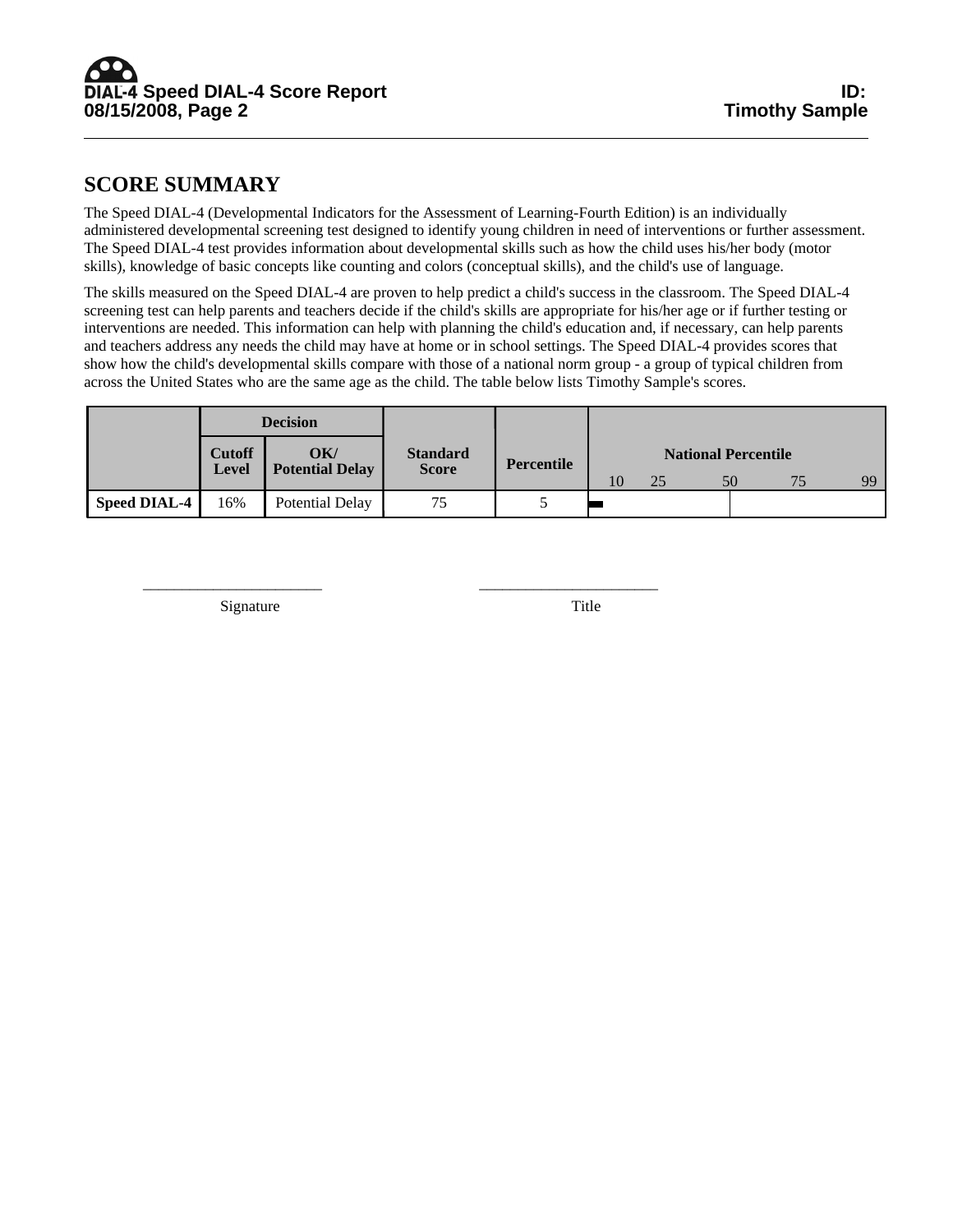## SCORE SUMMARY

The Speed DIAL-4 (Developmental Indicators for the Assessment of Learning-Fourth Edition) is an individually administered developmental screening test designed to identify young children in need of interventions or further assessment. The Speed DIAL-4 test provides information about developmental skills such as how the child uses his/her body (motor skills), knowledge of basic concepts like counting and colors (conceptual skills), and the child's use of language.

The skills measured on the Speed DIAL-4 are proven to help predict a child's success in the classroom. The Speed DIAL-4 screening test can help parents and teachers decide if the child's skills are appropriate for his/her age or if further testing or interventions are needed. This information can help with planning the child's education and, if necessary, can help parents and teachers address any needs the child may have at home or in school settings. The Speed DIAL-4 provides scores that show how the child's developmental skills compare with those of a national norm group - a group of typical children from across the United States who are the same age as the child. The table below lists Timothy Sample's scores.

| | Decision | | Standard Score | Percentile | National Percentile (10, 25, 50, 75, 99) |
|---|---|---|---|---|---|
| | Cutoff Level | OK/ Potential Delay | | | |
| Speed DIAL-4 | 16% | Potential Delay | 75 | 5 | |

______________________ Signature

______________________ Title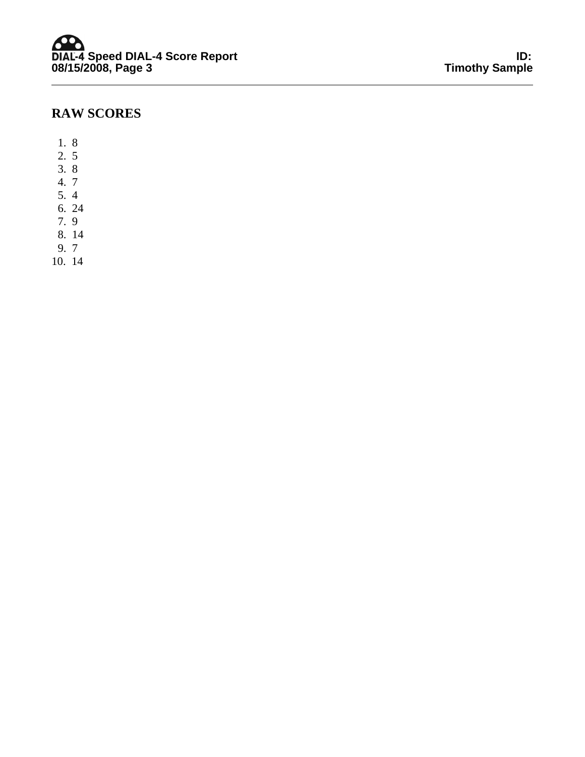## RAW SCORES

1. 8
2. 5
3. 8
4. 7
5. 4
6. 24
7. 9
8. 14
9. 7
10. 14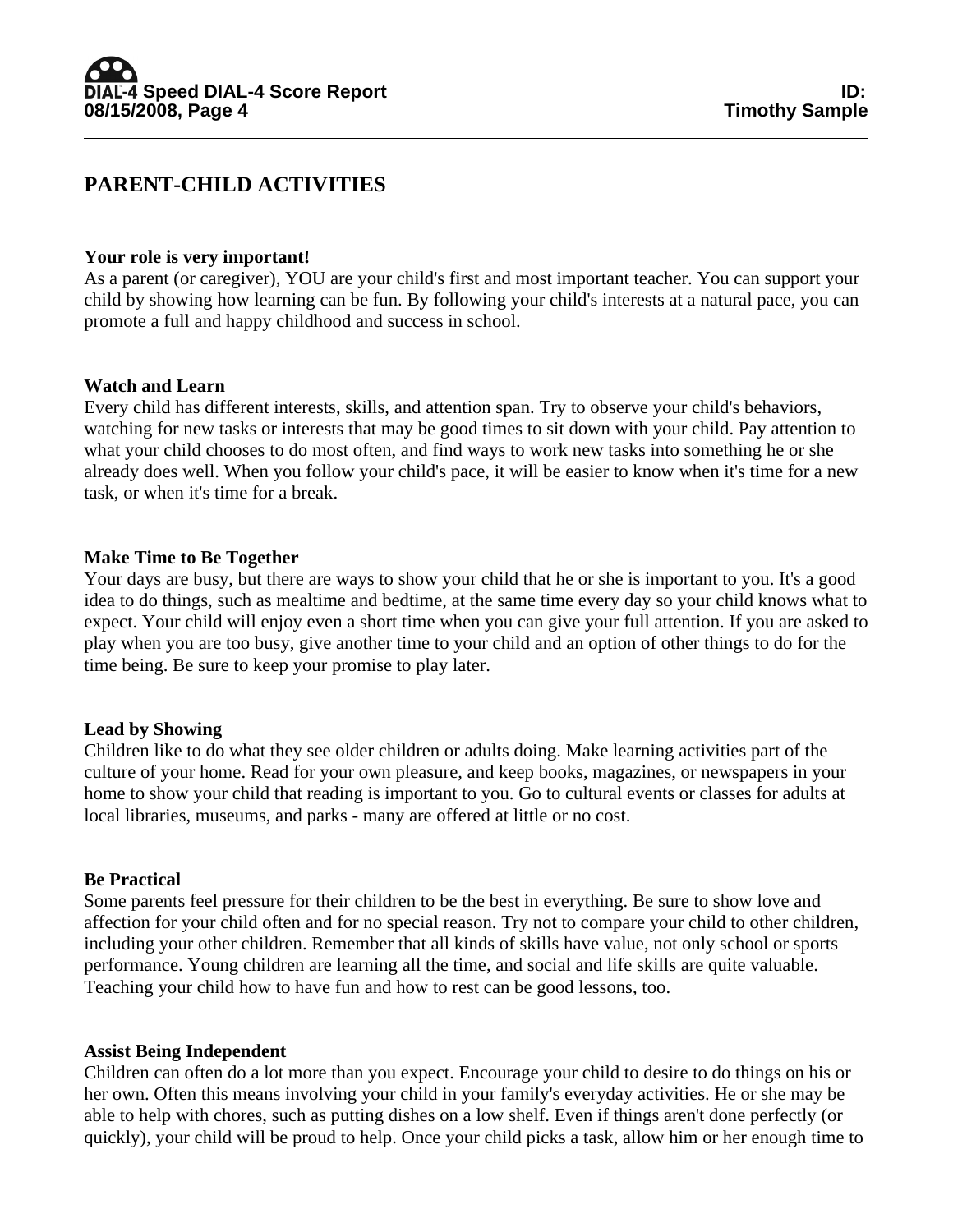# PARENT-CHILD ACTIVITIES

**Your role is very important!**
As a parent (or caregiver), YOU are your child's first and most important teacher. You can support your child by showing how learning can be fun. By following your child's interests at a natural pace, you can promote a full and happy childhood and success in school.

**Watch and Learn**
Every child has different interests, skills, and attention span. Try to observe your child's behaviors, watching for new tasks or interests that may be good times to sit down with your child. Pay attention to what your child chooses to do most often, and find ways to work new tasks into something he or she already does well. When you follow your child's pace, it will be easier to know when it's time for a new task, or when it's time for a break.

**Make Time to Be Together**
Your days are busy, but there are ways to show your child that he or she is important to you. It's a good idea to do things, such as mealtime and bedtime, at the same time every day so your child knows what to expect. Your child will enjoy even a short time when you can give your full attention. If you are asked to play when you are too busy, give another time to your child and an option of other things to do for the time being. Be sure to keep your promise to play later.

**Lead by Showing**
Children like to do what they see older children or adults doing. Make learning activities part of the culture of your home. Read for your own pleasure, and keep books, magazines, or newspapers in your home to show your child that reading is important to you. Go to cultural events or classes for adults at local libraries, museums, and parks - many are offered at little or no cost.

**Be Practical**
Some parents feel pressure for their children to be the best in everything. Be sure to show love and affection for your child often and for no special reason. Try not to compare your child to other children, including your other children. Remember that all kinds of skills have value, not only school or sports performance. Young children are learning all the time, and social and life skills are quite valuable. Teaching your child how to have fun and how to rest can be good lessons, too.

**Assist Being Independent**
Children can often do a lot more than you expect. Encourage your child to desire to do things on his or her own. Often this means involving your child in your family's everyday activities. He or she may be able to help with chores, such as putting dishes on a low shelf. Even if things aren't done perfectly (or quickly), your child will be proud to help. Once your child picks a task, allow him or her enough time to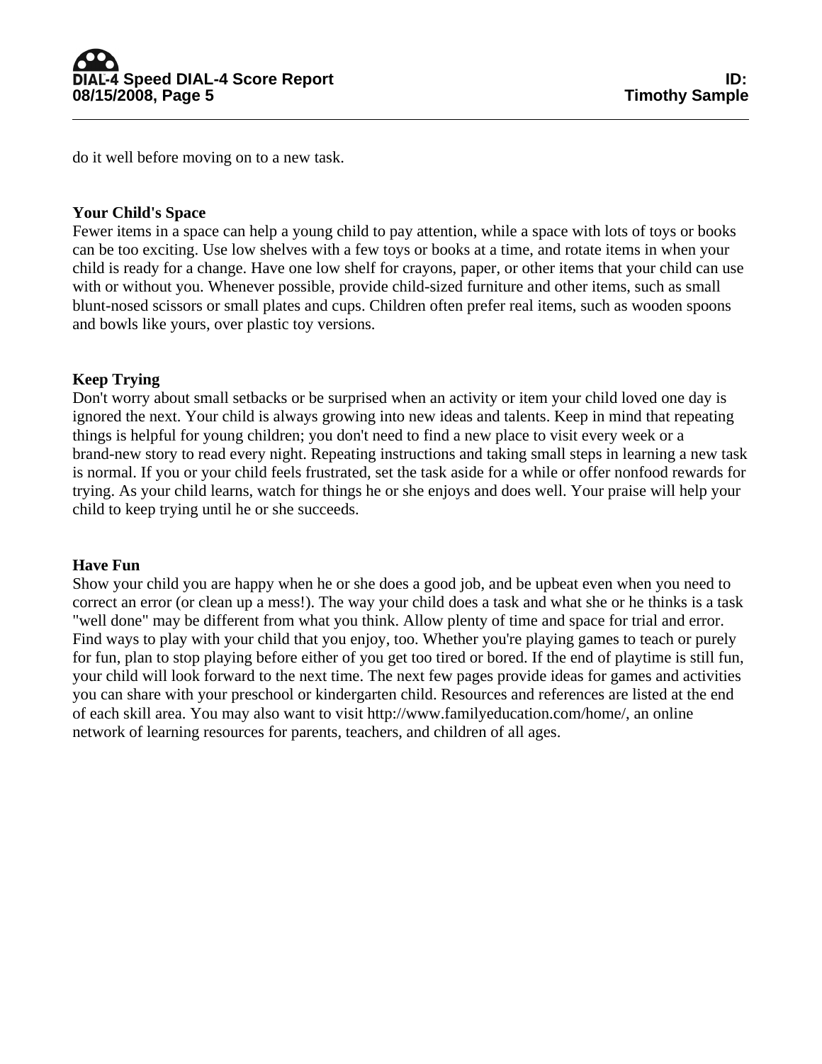do it well before moving on to a new task.

**Your Child's Space**

Fewer items in a space can help a young child to pay attention, while a space with lots of toys or books can be too exciting. Use low shelves with a few toys or books at a time, and rotate items in when your child is ready for a change. Have one low shelf for crayons, paper, or other items that your child can use with or without you. Whenever possible, provide child-sized furniture and other items, such as small blunt-nosed scissors or small plates and cups. Children often prefer real items, such as wooden spoons and bowls like yours, over plastic toy versions.

**Keep Trying**

Don't worry about small setbacks or be surprised when an activity or item your child loved one day is ignored the next. Your child is always growing into new ideas and talents. Keep in mind that repeating things is helpful for young children; you don't need to find a new place to visit every week or a brand-new story to read every night. Repeating instructions and taking small steps in learning a new task is normal. If you or your child feels frustrated, set the task aside for a while or offer nonfood rewards for trying. As your child learns, watch for things he or she enjoys and does well. Your praise will help your child to keep trying until he or she succeeds.

**Have Fun**

Show your child you are happy when he or she does a good job, and be upbeat even when you need to correct an error (or clean up a mess!). The way your child does a task and what she or he thinks is a task "well done" may be different from what you think. Allow plenty of time and space for trial and error. Find ways to play with your child that you enjoy, too. Whether you're playing games to teach or purely for fun, plan to stop playing before either of you get too tired or bored. If the end of playtime is still fun, your child will look forward to the next time. The next few pages provide ideas for games and activities you can share with your preschool or kindergarten child. Resources and references are listed at the end of each skill area. You may also want to visit http://www.familyeducation.com/home/, an online network of learning resources for parents, teachers, and children of all ages.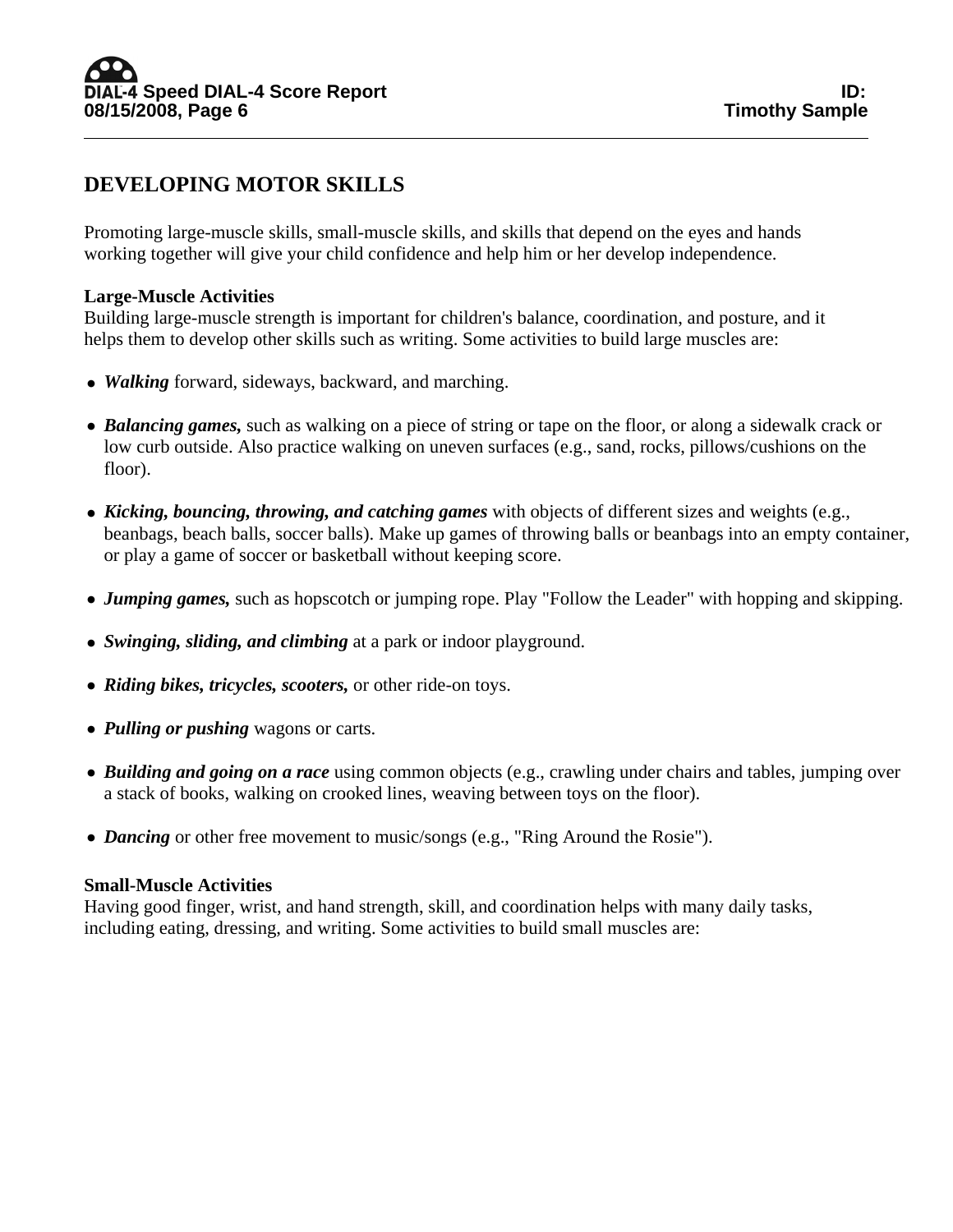## DEVELOPING MOTOR SKILLS

Promoting large-muscle skills, small-muscle skills, and skills that depend on the eyes and hands working together will give your child confidence and help him or her develop independence.

**Large-Muscle Activities**

Building large-muscle strength is important for children's balance, coordination, and posture, and it helps them to develop other skills such as writing. Some activities to build large muscles are:

- ***Walking*** forward, sideways, backward, and marching.
- ***Balancing games,*** such as walking on a piece of string or tape on the floor, or along a sidewalk crack or low curb outside. Also practice walking on uneven surfaces (e.g., sand, rocks, pillows/cushions on the floor).
- ***Kicking, bouncing, throwing, and catching games*** with objects of different sizes and weights (e.g., beanbags, beach balls, soccer balls). Make up games of throwing balls or beanbags into an empty container, or play a game of soccer or basketball without keeping score.
- ***Jumping games,*** such as hopscotch or jumping rope. Play "Follow the Leader" with hopping and skipping.
- ***Swinging, sliding, and climbing*** at a park or indoor playground.
- ***Riding bikes, tricycles, scooters,*** or other ride-on toys.
- ***Pulling or pushing*** wagons or carts.
- ***Building and going on a race*** using common objects (e.g., crawling under chairs and tables, jumping over a stack of books, walking on crooked lines, weaving between toys on the floor).
- ***Dancing*** or other free movement to music/songs (e.g., "Ring Around the Rosie").

**Small-Muscle Activities**

Having good finger, wrist, and hand strength, skill, and coordination helps with many daily tasks, including eating, dressing, and writing. Some activities to build small muscles are: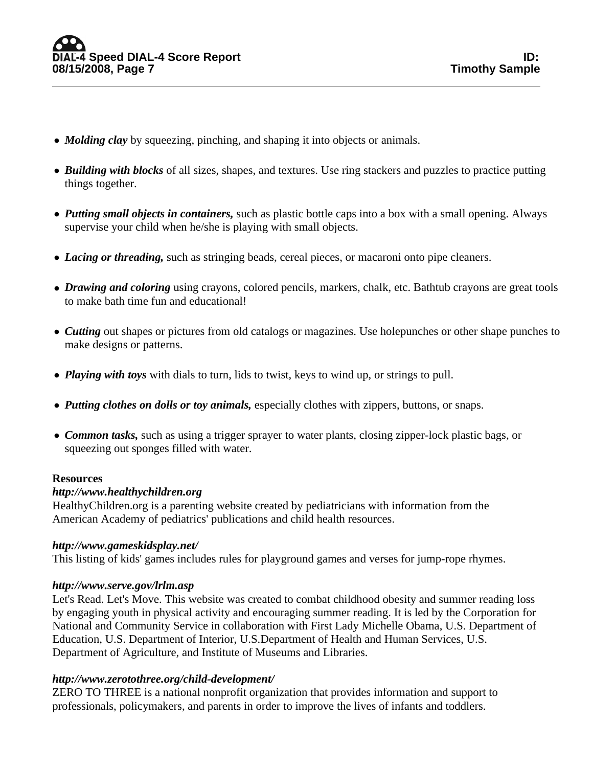- ***Molding clay*** by squeezing, pinching, and shaping it into objects or animals.

- ***Building with blocks*** of all sizes, shapes, and textures. Use ring stackers and puzzles to practice putting things together.

- ***Putting small objects in containers,*** such as plastic bottle caps into a box with a small opening. Always supervise your child when he/she is playing with small objects.

- ***Lacing or threading,*** such as stringing beads, cereal pieces, or macaroni onto pipe cleaners.

- ***Drawing and coloring*** using crayons, colored pencils, markers, chalk, etc. Bathtub crayons are great tools to make bath time fun and educational!

- ***Cutting*** out shapes or pictures from old catalogs or magazines. Use holepunches or other shape punches to make designs or patterns.

- ***Playing with toys*** with dials to turn, lids to twist, keys to wind up, or strings to pull.

- ***Putting clothes on dolls or toy animals,*** especially clothes with zippers, buttons, or snaps.

- ***Common tasks,*** such as using a trigger sprayer to water plants, closing zipper-lock plastic bags, or squeezing out sponges filled with water.

**Resources**

***http://www.healthychildren.org***
HealthyChildren.org is a parenting website created by pediatricians with information from the American Academy of pediatrics' publications and child health resources.

***http://www.gameskidsplay.net/***
This listing of kids' games includes rules for playground games and verses for jump-rope rhymes.

***http://www.serve.gov/lrlm.asp***
Let's Read. Let's Move. This website was created to combat childhood obesity and summer reading loss by engaging youth in physical activity and encouraging summer reading. It is led by the Corporation for National and Community Service in collaboration with First Lady Michelle Obama, U.S. Department of Education, U.S. Department of Interior, U.S.Department of Health and Human Services, U.S. Department of Agriculture, and Institute of Museums and Libraries.

***http://www.zerotothree.org/child-development/***
ZERO TO THREE is a national nonprofit organization that provides information and support to professionals, policymakers, and parents in order to improve the lives of infants and toddlers.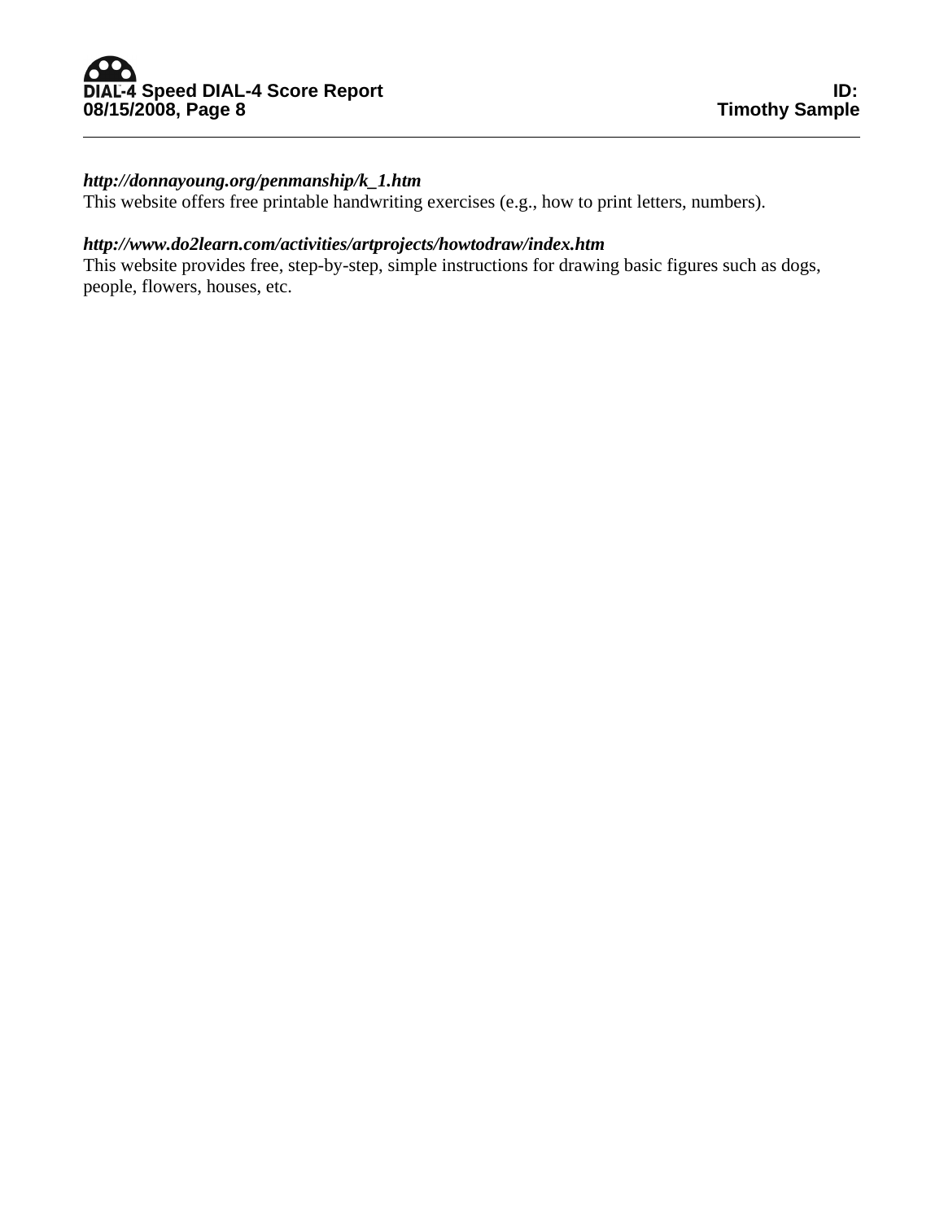***http://donnayoung.org/penmanship/k_1.htm***
This website offers free printable handwriting exercises (e.g., how to print letters, numbers).

***http://www.do2learn.com/activities/artprojects/howtodraw/index.htm***
This website provides free, step-by-step, simple instructions for drawing basic figures such as dogs, people, flowers, houses, etc.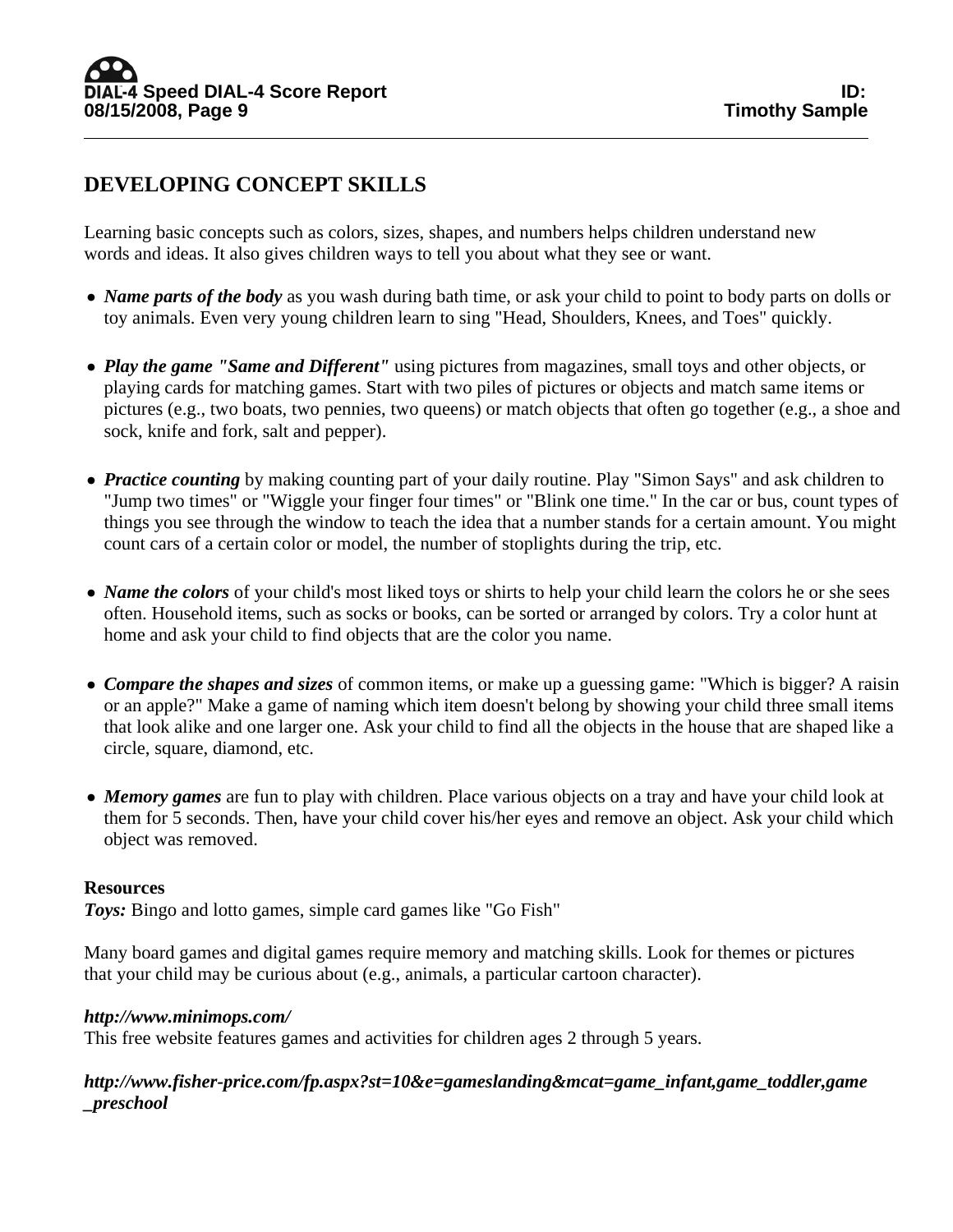# DEVELOPING CONCEPT SKILLS

Learning basic concepts such as colors, sizes, shapes, and numbers helps children understand new words and ideas. It also gives children ways to tell you about what they see or want.

- ***Name parts of the body*** as you wash during bath time, or ask your child to point to body parts on dolls or toy animals. Even very young children learn to sing "Head, Shoulders, Knees, and Toes" quickly.
- ***Play the game "Same and Different"*** using pictures from magazines, small toys and other objects, or playing cards for matching games. Start with two piles of pictures or objects and match same items or pictures (e.g., two boats, two pennies, two queens) or match objects that often go together (e.g., a shoe and sock, knife and fork, salt and pepper).
- ***Practice counting*** by making counting part of your daily routine. Play "Simon Says" and ask children to "Jump two times" or "Wiggle your finger four times" or "Blink one time." In the car or bus, count types of things you see through the window to teach the idea that a number stands for a certain amount. You might count cars of a certain color or model, the number of stoplights during the trip, etc.
- ***Name the colors*** of your child's most liked toys or shirts to help your child learn the colors he or she sees often. Household items, such as socks or books, can be sorted or arranged by colors. Try a color hunt at home and ask your child to find objects that are the color you name.
- ***Compare the shapes and sizes*** of common items, or make up a guessing game: "Which is bigger? A raisin or an apple?" Make a game of naming which item doesn't belong by showing your child three small items that look alike and one larger one. Ask your child to find all the objects in the house that are shaped like a circle, square, diamond, etc.
- ***Memory games*** are fun to play with children. Place various objects on a tray and have your child look at them for 5 seconds. Then, have your child cover his/her eyes and remove an object. Ask your child which object was removed.

**Resources**

***Toys:*** Bingo and lotto games, simple card games like "Go Fish"

Many board games and digital games require memory and matching skills. Look for themes or pictures that your child may be curious about (e.g., animals, a particular cartoon character).

***http://www.minimops.com/***

This free website features games and activities for children ages 2 through 5 years.

***http://www.fisher-price.com/fp.aspx?st=10&e=gameslanding&mcat=game_infant,game_toddler,game_preschool***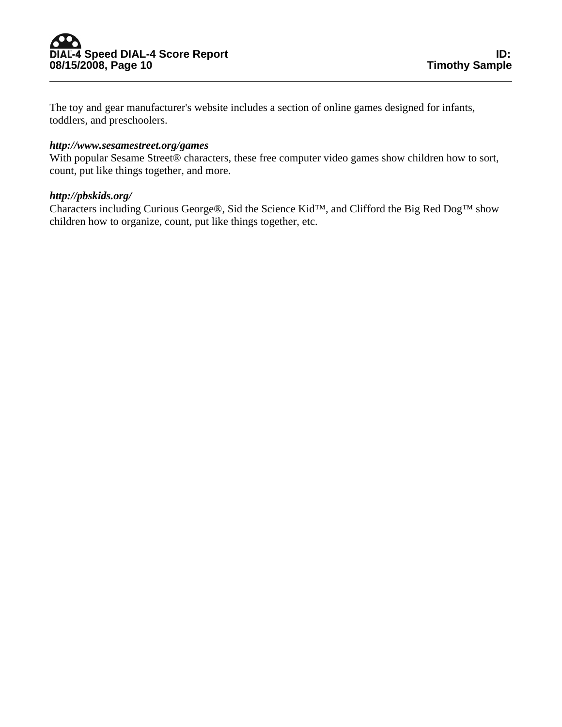The toy and gear manufacturer's website includes a section of online games designed for infants, toddlers, and preschoolers.

***http://www.sesamestreet.org/games***
With popular Sesame Street® characters, these free computer video games show children how to sort, count, put like things together, and more.

***http://pbskids.org/***
Characters including Curious George®, Sid the Science Kid™, and Clifford the Big Red Dog™ show children how to organize, count, put like things together, etc.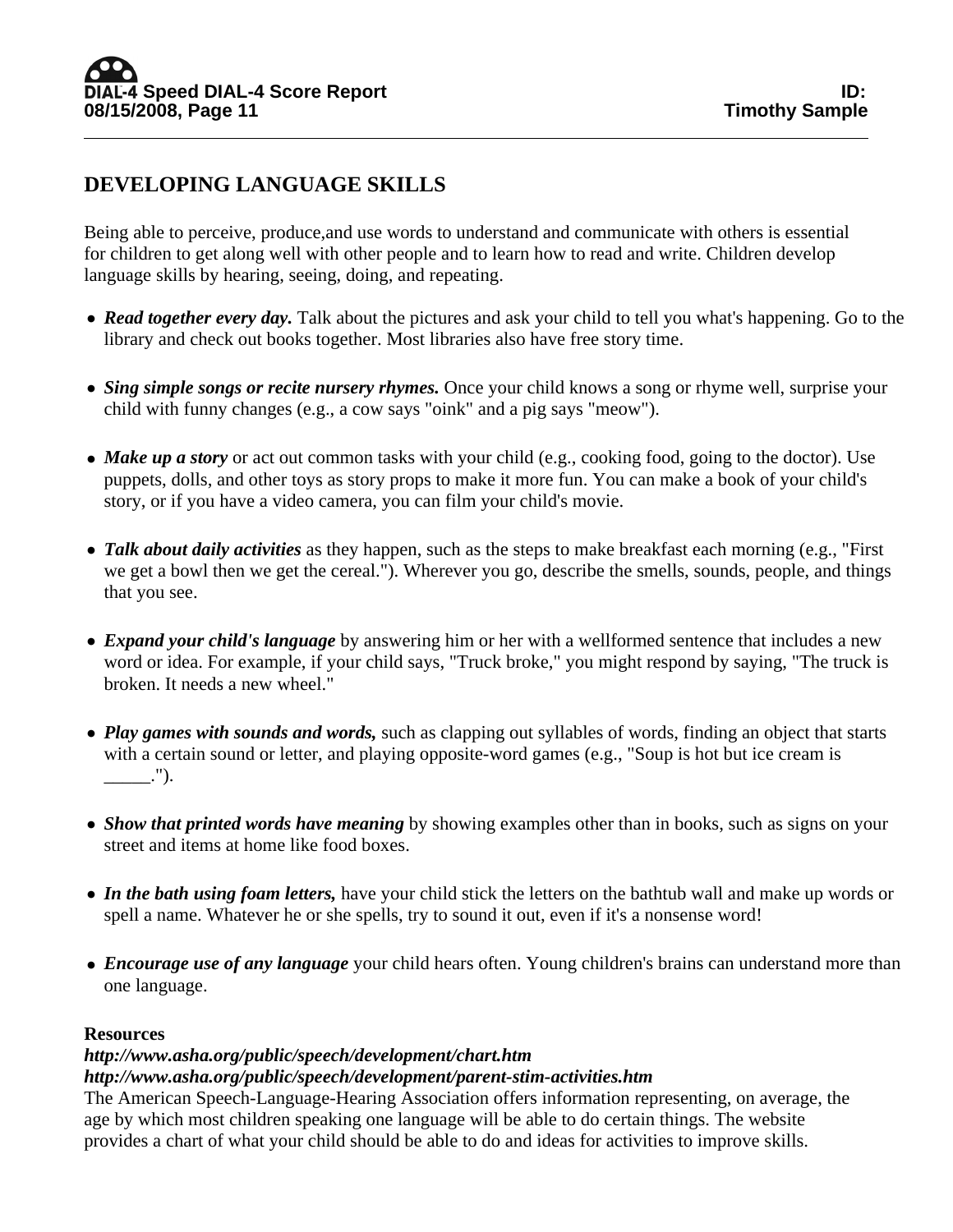## DEVELOPING LANGUAGE SKILLS

Being able to perceive, produce,and use words to understand and communicate with others is essential for children to get along well with other people and to learn how to read and write. Children develop language skills by hearing, seeing, doing, and repeating.

- ***Read together every day.*** Talk about the pictures and ask your child to tell you what's happening. Go to the library and check out books together. Most libraries also have free story time.

- ***Sing simple songs or recite nursery rhymes.*** Once your child knows a song or rhyme well, surprise your child with funny changes (e.g., a cow says "oink" and a pig says "meow").

- ***Make up a story*** or act out common tasks with your child (e.g., cooking food, going to the doctor). Use puppets, dolls, and other toys as story props to make it more fun. You can make a book of your child's story, or if you have a video camera, you can film your child's movie.

- ***Talk about daily activities*** as they happen, such as the steps to make breakfast each morning (e.g., "First we get a bowl then we get the cereal."). Wherever you go, describe the smells, sounds, people, and things that you see.

- ***Expand your child's language*** by answering him or her with a wellformed sentence that includes a new word or idea. For example, if your child says, "Truck broke," you might respond by saying, "The truck is broken. It needs a new wheel."

- ***Play games with sounds and words,*** such as clapping out syllables of words, finding an object that starts with a certain sound or letter, and playing opposite-word games (e.g., "Soup is hot but ice cream is _____.").

- ***Show that printed words have meaning*** by showing examples other than in books, such as signs on your street and items at home like food boxes.

- ***In the bath using foam letters,*** have your child stick the letters on the bathtub wall and make up words or spell a name. Whatever he or she spells, try to sound it out, even if it's a nonsense word!

- ***Encourage use of any language*** your child hears often. Young children's brains can understand more than one language.

**Resources**

***http://www.asha.org/public/speech/development/chart.htm***

***http://www.asha.org/public/speech/development/parent-stim-activities.htm***

The American Speech-Language-Hearing Association offers information representing, on average, the age by which most children speaking one language will be able to do certain things. The website provides a chart of what your child should be able to do and ideas for activities to improve skills.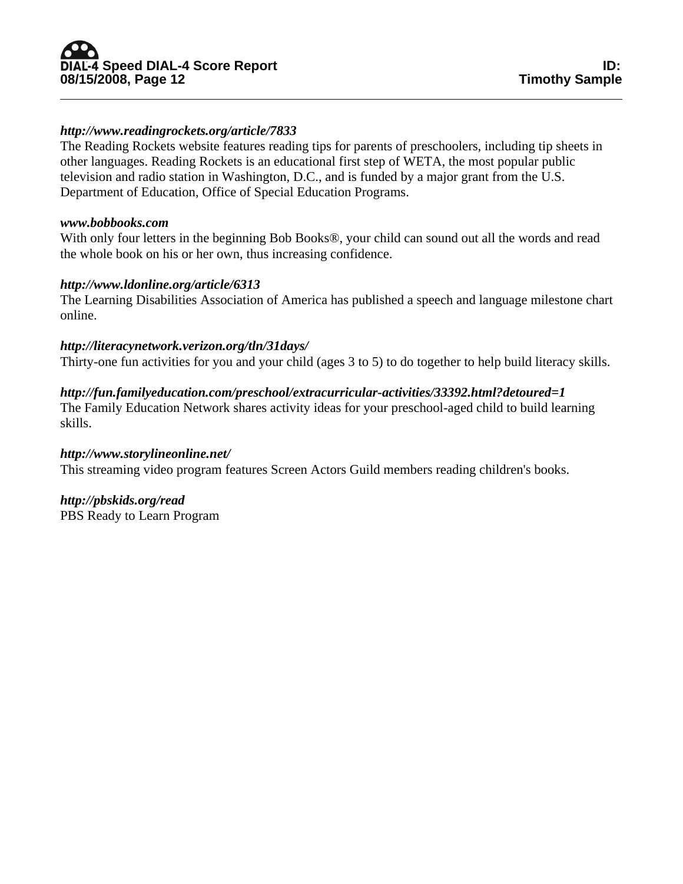***http://www.readingrockets.org/article/7833***
The Reading Rockets website features reading tips for parents of preschoolers, including tip sheets in other languages. Reading Rockets is an educational first step of WETA, the most popular public television and radio station in Washington, D.C., and is funded by a major grant from the U.S. Department of Education, Office of Special Education Programs.

***www.bobbooks.com***
With only four letters in the beginning Bob Books®, your child can sound out all the words and read the whole book on his or her own, thus increasing confidence.

***http://www.ldonline.org/article/6313***
The Learning Disabilities Association of America has published a speech and language milestone chart online.

***http://literacynetwork.verizon.org/tln/31days/***
Thirty-one fun activities for you and your child (ages 3 to 5) to do together to help build literacy skills.

***http://fun.familyeducation.com/preschool/extracurricular-activities/33392.html?detoured=1***
The Family Education Network shares activity ideas for your preschool-aged child to build learning skills.

***http://www.storylineonline.net/***
This streaming video program features Screen Actors Guild members reading children's books.

***http://pbskids.org/read***
PBS Ready to Learn Program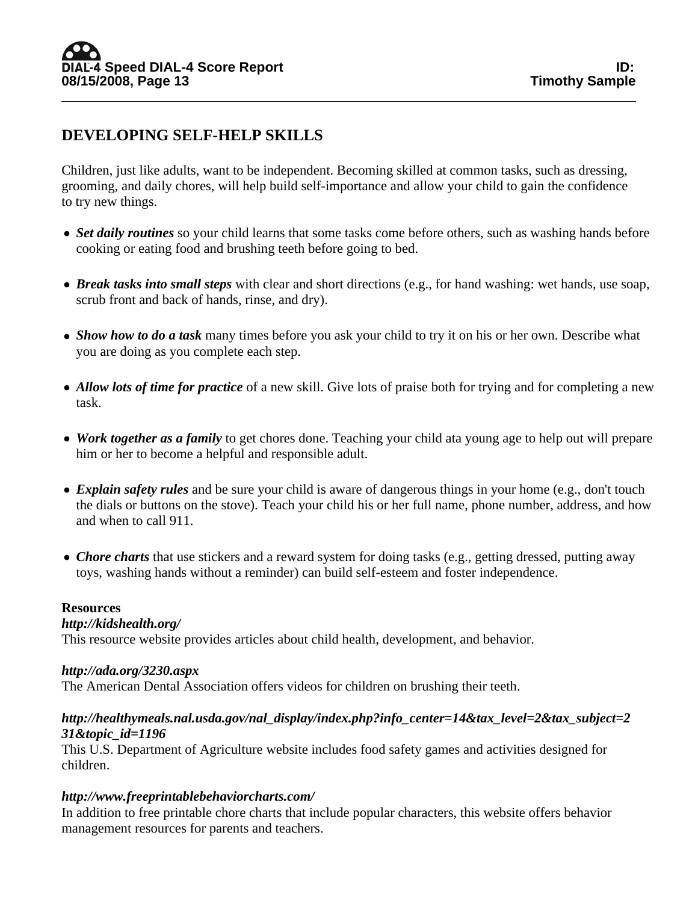## DEVELOPING SELF-HELP SKILLS

Children, just like adults, want to be independent. Becoming skilled at common tasks, such as dressing, grooming, and daily chores, will help build self-importance and allow your child to gain the confidence to try new things.

- ***Set daily routines*** so your child learns that some tasks come before others, such as washing hands before cooking or eating food and brushing teeth before going to bed.
- ***Break tasks into small steps*** with clear and short directions (e.g., for hand washing: wet hands, use soap, scrub front and back of hands, rinse, and dry).
- ***Show how to do a task*** many times before you ask your child to try it on his or her own. Describe what you are doing as you complete each step.
- ***Allow lots of time for practice*** of a new skill. Give lots of praise both for trying and for completing a new task.
- ***Work together as a family*** to get chores done. Teaching your child ata young age to help out will prepare him or her to become a helpful and responsible adult.
- ***Explain safety rules*** and be sure your child is aware of dangerous things in your home (e.g., don't touch the dials or buttons on the stove). Teach your child his or her full name, phone number, address, and how and when to call 911.
- ***Chore charts*** that use stickers and a reward system for doing tasks (e.g., getting dressed, putting away toys, washing hands without a reminder) can build self-esteem and foster independence.

**Resources**

***http://kidshealth.org/***
This resource website provides articles about child health, development, and behavior.

***http://ada.org/3230.aspx***
The American Dental Association offers videos for children on brushing their teeth.

***http://healthymeals.nal.usda.gov/nal_display/index.php?info_center=14&tax_level=2&tax_subject=231&topic_id=1196***
This U.S. Department of Agriculture website includes food safety games and activities designed for children.

***http://www.freeprintablebehaviorcharts.com/***
In addition to free printable chore charts that include popular characters, this website offers behavior management resources for parents and teachers.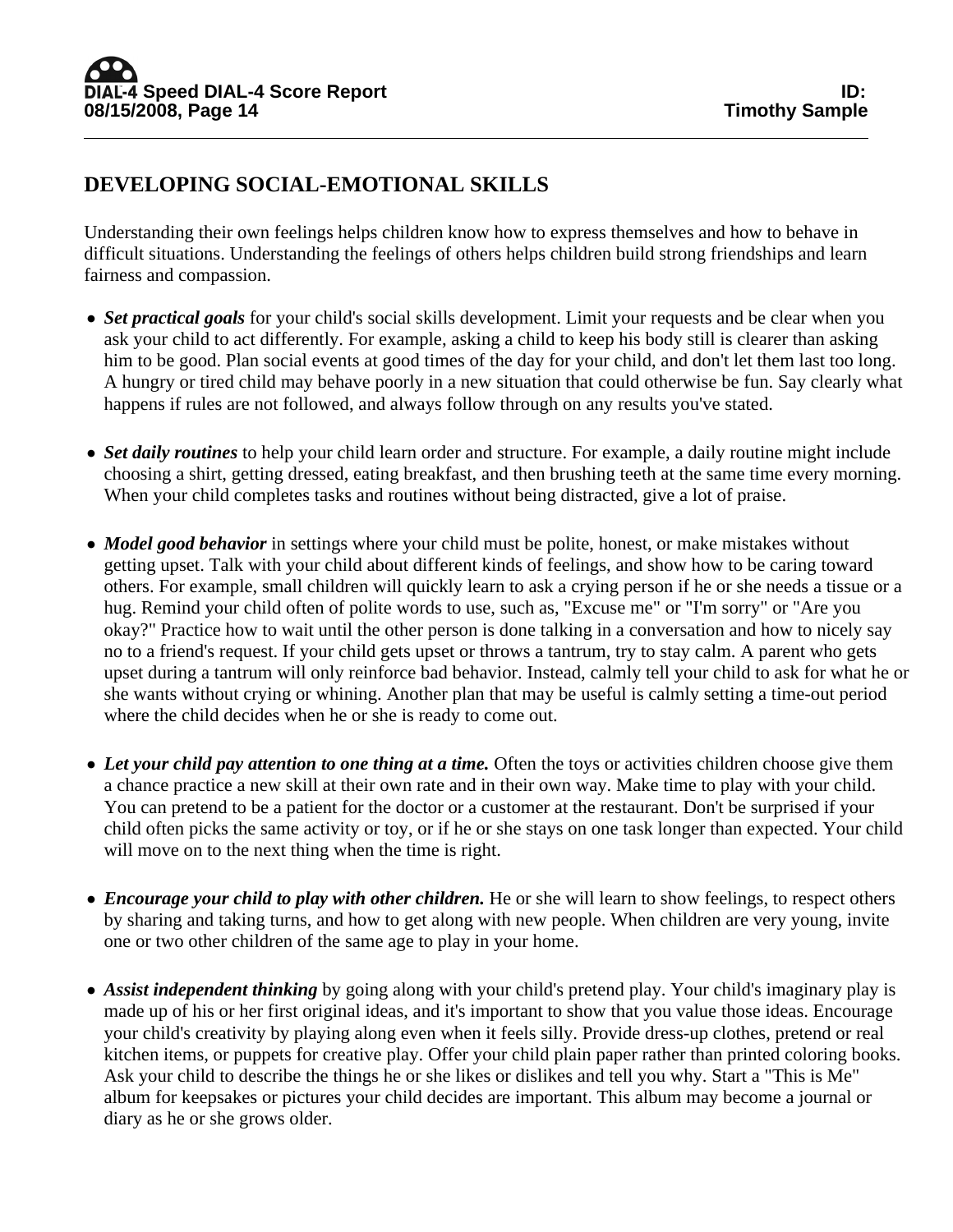## DEVELOPING SOCIAL-EMOTIONAL SKILLS

Understanding their own feelings helps children know how to express themselves and how to behave in difficult situations. Understanding the feelings of others helps children build strong friendships and learn fairness and compassion.

- ***Set practical goals*** for your child's social skills development. Limit your requests and be clear when you ask your child to act differently. For example, asking a child to keep his body still is clearer than asking him to be good. Plan social events at good times of the day for your child, and don't let them last too long. A hungry or tired child may behave poorly in a new situation that could otherwise be fun. Say clearly what happens if rules are not followed, and always follow through on any results you've stated.

- ***Set daily routines*** to help your child learn order and structure. For example, a daily routine might include choosing a shirt, getting dressed, eating breakfast, and then brushing teeth at the same time every morning. When your child completes tasks and routines without being distracted, give a lot of praise.

- ***Model good behavior*** in settings where your child must be polite, honest, or make mistakes without getting upset. Talk with your child about different kinds of feelings, and show how to be caring toward others. For example, small children will quickly learn to ask a crying person if he or she needs a tissue or a hug. Remind your child often of polite words to use, such as, "Excuse me" or "I'm sorry" or "Are you okay?" Practice how to wait until the other person is done talking in a conversation and how to nicely say no to a friend's request. If your child gets upset or throws a tantrum, try to stay calm. A parent who gets upset during a tantrum will only reinforce bad behavior. Instead, calmly tell your child to ask for what he or she wants without crying or whining. Another plan that may be useful is calmly setting a time-out period where the child decides when he or she is ready to come out.

- ***Let your child pay attention to one thing at a time.*** Often the toys or activities children choose give them a chance practice a new skill at their own rate and in their own way. Make time to play with your child. You can pretend to be a patient for the doctor or a customer at the restaurant. Don't be surprised if your child often picks the same activity or toy, or if he or she stays on one task longer than expected. Your child will move on to the next thing when the time is right.

- ***Encourage your child to play with other children.*** He or she will learn to show feelings, to respect others by sharing and taking turns, and how to get along with new people. When children are very young, invite one or two other children of the same age to play in your home.

- ***Assist independent thinking*** by going along with your child's pretend play. Your child's imaginary play is made up of his or her first original ideas, and it's important to show that you value those ideas. Encourage your child's creativity by playing along even when it feels silly. Provide dress-up clothes, pretend or real kitchen items, or puppets for creative play. Offer your child plain paper rather than printed coloring books. Ask your child to describe the things he or she likes or dislikes and tell you why. Start a "This is Me" album for keepsakes or pictures your child decides are important. This album may become a journal or diary as he or she grows older.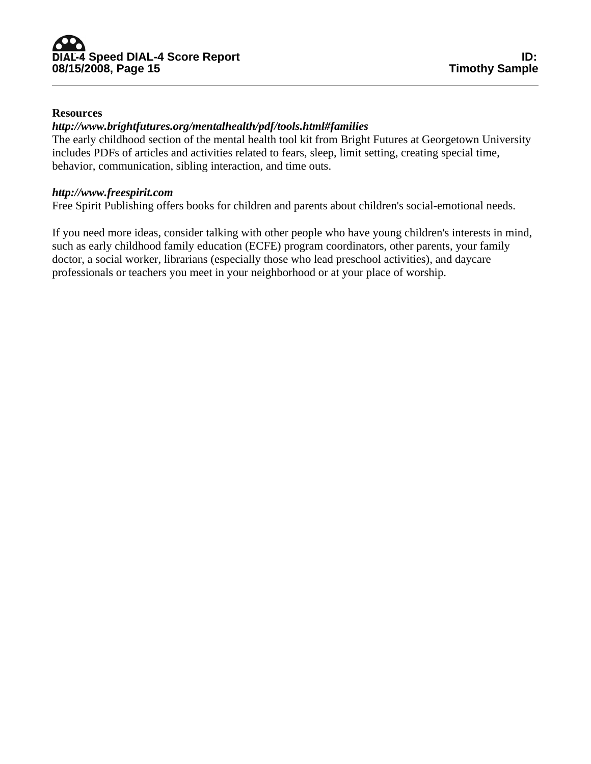**Resources**

***http://www.brightfutures.org/mentalhealth/pdf/tools.html#families***

The early childhood section of the mental health tool kit from Bright Futures at Georgetown University includes PDFs of articles and activities related to fears, sleep, limit setting, creating special time, behavior, communication, sibling interaction, and time outs.

***http://www.freespirit.com***

Free Spirit Publishing offers books for children and parents about children's social-emotional needs.

If you need more ideas, consider talking with other people who have young children's interests in mind, such as early childhood family education (ECFE) program coordinators, other parents, your family doctor, a social worker, librarians (especially those who lead preschool activities), and daycare professionals or teachers you meet in your neighborhood or at your place of worship.